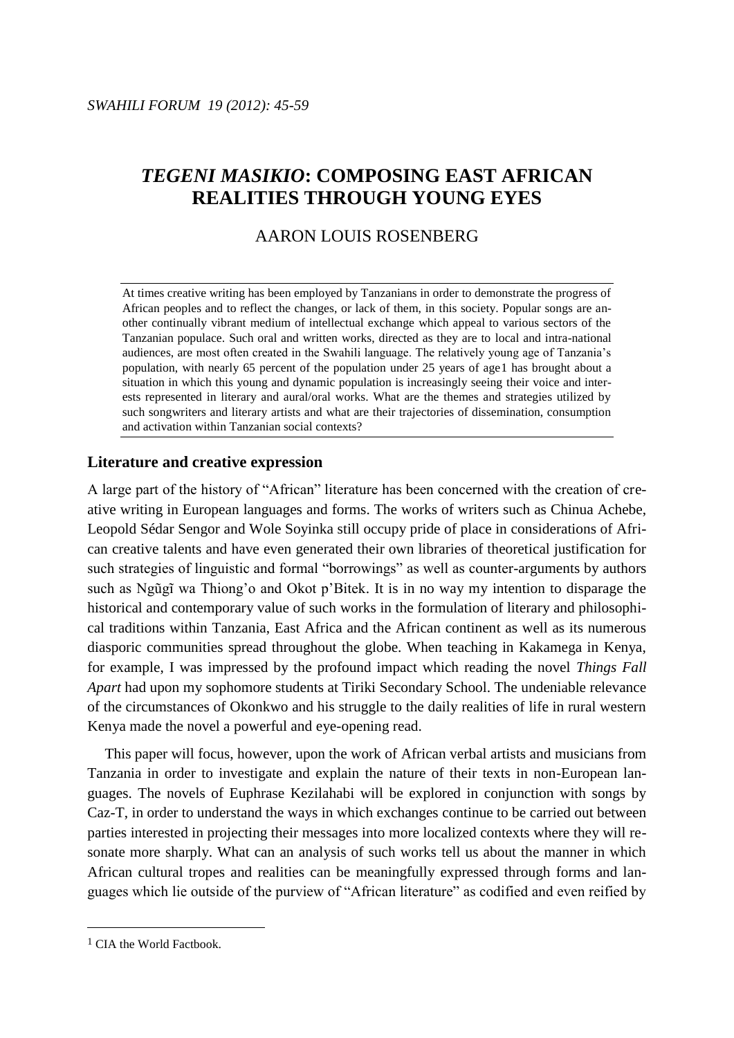# *TEGENI MASIKIO*: COMPOSING EAST AFRICAN REALITIES THROUGH YOUNG EYES

AARON LOUIS ROSENBERG

At times creative writing has been employed by Tanzanians in order to demonstrate the progress of African peoples and to reflect the changes, or lack of them, in this society. Popular songs are another continually vibrant medium of intellectual exchange which appeal to various sectors of the Tanzanian populace. Such oral and written works, directed as they are to local and intra-national audiences, are most often created in the Swahili language. The relatively young age of Tanzania's population, with nearly 65 percent of the population under 25 years of age[1] has brought about a situation in which this young and dynamic population is increasingly seeing their voice and interests represented in literary and aural/oral works. What are the themes and strategies utilized by such songwriters and literary artists and what are their trajectories of dissemination, consumption and activation within Tanzanian social contexts?

## Literature and creative expression

A large part of the history of "African" literature has been concerned with the creation of creative writing in European languages and forms. The works of writers such as Chinua Achebe, Leopold Sédar Sengor and Wole Soyinka still occupy pride of place in considerations of African creative talents and have even generated their own libraries of theoretical justification for such strategies of linguistic and formal "borrowings" as well as counter-arguments by authors such as Ngũgĩ wa Thiong'o and Okot p'Bitek. It is in no way my intention to disparage the historical and contemporary value of such works in the formulation of literary and philosophical traditions within Tanzania, East Africa and the African continent as well as its numerous diasporic communities spread throughout the globe. When teaching in Kakamega in Kenya, for example, I was impressed by the profound impact which reading the novel *Things Fall Apart* had upon my sophomore students at Tiriki Secondary School. The undeniable relevance of the circumstances of Okonkwo and his struggle to the daily realities of life in rural western Kenya made the novel a powerful and eye-opening read.

This paper will focus, however, upon the work of African verbal artists and musicians from Tanzania in order to investigate and explain the nature of their texts in non-European languages. The novels of Euphrase Kezilahabi will be explored in conjunction with songs by Caz-T, in order to understand the ways in which exchanges continue to be carried out between parties interested in projecting their messages into more localized contexts where they will resonate more sharply. What can an analysis of such works tell us about the manner in which African cultural tropes and realities can be meaningfully expressed through forms and languages which lie outside of the purview of "African literature" as codified and even reified by

[1] CIA the World Factbook.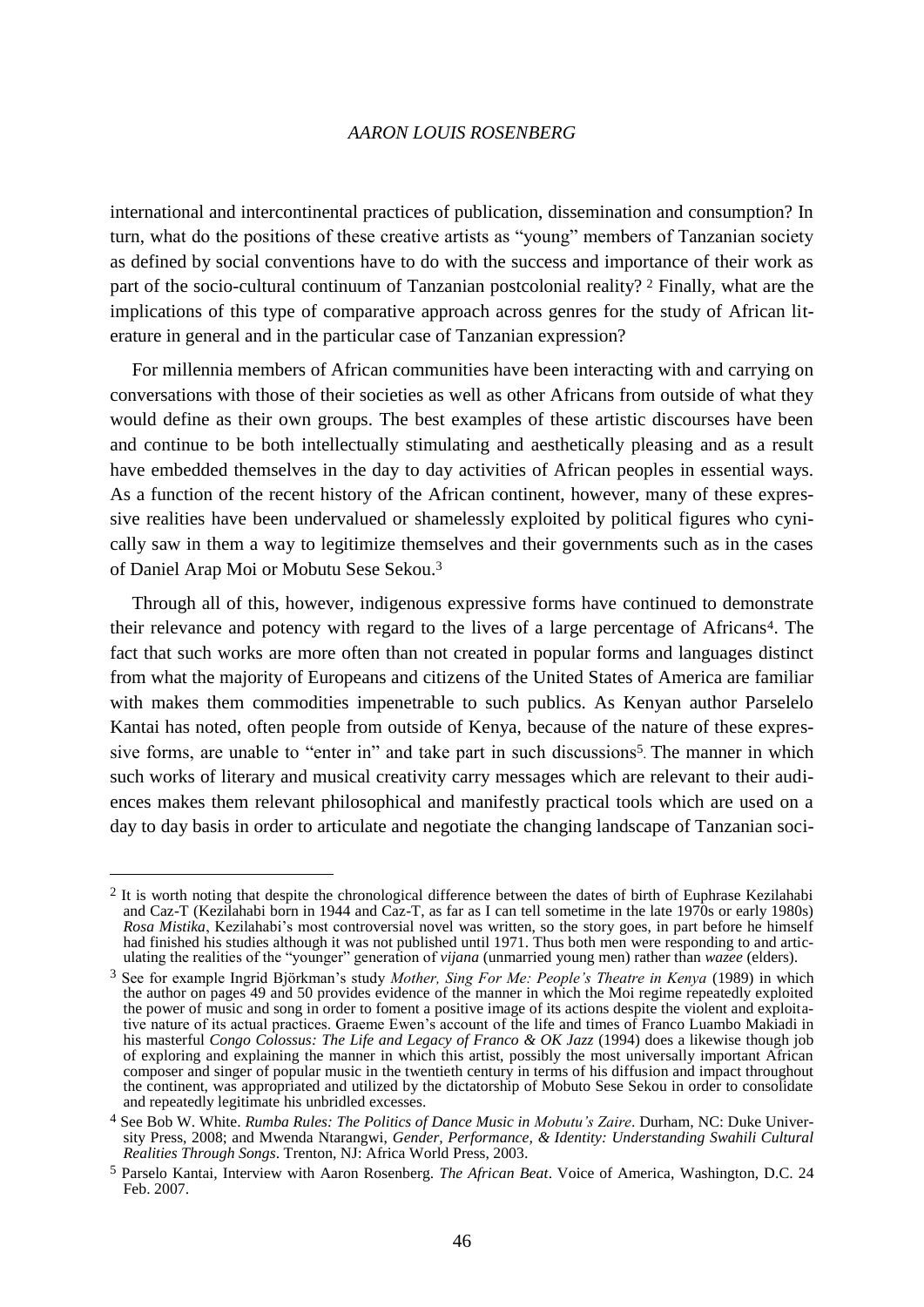international and intercontinental practices of publication, dissemination and consumption? In turn, what do the positions of these creative artists as "young" members of Tanzanian society as defined by social conventions have to do with the success and importance of their work as part of the socio-cultural continuum of Tanzanian postcolonial reality? [2] Finally, what are the implications of this type of comparative approach across genres for the study of African literature in general and in the particular case of Tanzanian expression?

For millennia members of African communities have been interacting with and carrying on conversations with those of their societies as well as other Africans from outside of what they would define as their own groups. The best examples of these artistic discourses have been and continue to be both intellectually stimulating and aesthetically pleasing and as a result have embedded themselves in the day to day activities of African peoples in essential ways. As a function of the recent history of the African continent, however, many of these expressive realities have been undervalued or shamelessly exploited by political figures who cynically saw in them a way to legitimize themselves and their governments such as in the cases of Daniel Arap Moi or Mobutu Sese Sekou.[3]

Through all of this, however, indigenous expressive forms have continued to demonstrate their relevance and potency with regard to the lives of a large percentage of Africans[4]. The fact that such works are more often than not created in popular forms and languages distinct from what the majority of Europeans and citizens of the United States of America are familiar with makes them commodities impenetrable to such publics. As Kenyan author Parselelo Kantai has noted, often people from outside of Kenya, because of the nature of these expressive forms, are unable to "enter in" and take part in such discussions[5]. The manner in which such works of literary and musical creativity carry messages which are relevant to their audiences makes them relevant philosophical and manifestly practical tools which are used on a day to day basis in order to articulate and negotiate the changing landscape of Tanzanian soci-

---

[2] It is worth noting that despite the chronological difference between the dates of birth of Euphrase Kezilahabi and Caz-T (Kezilahabi born in 1944 and Caz-T, as far as I can tell sometime in the late 1970s or early 1980s) *Rosa Mistika*, Kezilahabi's most controversial novel was written, so the story goes, in part before he himself had finished his studies although it was not published until 1971. Thus both men were responding to and articulating the realities of the "younger" generation of *vijana* (unmarried young men) rather than *wazee* (elders).

[3] See for example Ingrid Björkman's study *Mother, Sing For Me: People's Theatre in Kenya* (1989) in which the author on pages 49 and 50 provides evidence of the manner in which the Moi regime repeatedly exploited the power of music and song in order to foment a positive image of its actions despite the violent and exploitative nature of its actual practices. Graeme Ewen's account of the life and times of Franco Luambo Makiadi in his masterful *Congo Colossus: The Life and Legacy of Franco & OK Jazz* (1994) does a likewise though job of exploring and explaining the manner in which this artist, possibly the most universally important African composer and singer of popular music in the twentieth century in terms of his diffusion and impact throughout the continent, was appropriated and utilized by the dictatorship of Mobuto Sese Sekou in order to consolidate and repeatedly legitimate his unbridled excesses.

[4] See Bob W. White. *Rumba Rules: The Politics of Dance Music in Mobutu's Zaire*. Durham, NC: Duke University Press, 2008; and Mwenda Ntarangwi, *Gender, Performance, & Identity: Understanding Swahili Cultural Realities Through Songs*. Trenton, NJ: Africa World Press, 2003.

[5] Parselo Kantai, Interview with Aaron Rosenberg. *The African Beat*. Voice of America, Washington, D.C. 24 Feb. 2007.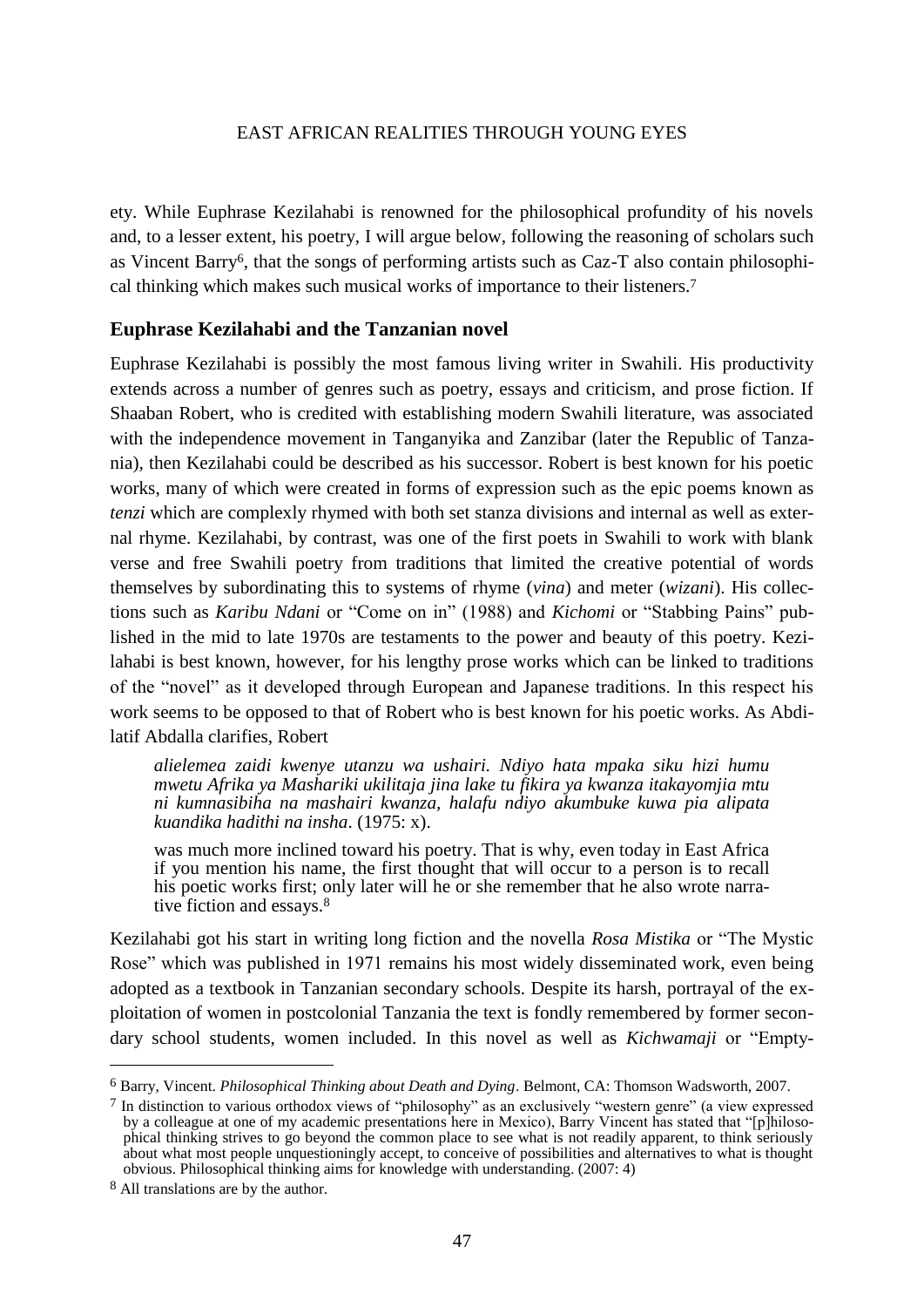ety. While Euphrase Kezilahabi is renowned for the philosophical profundity of his novels and, to a lesser extent, his poetry, I will argue below, following the reasoning of scholars such as Vincent Barry[6], that the songs of performing artists such as Caz-T also contain philosophical thinking which makes such musical works of importance to their listeners.[7]

## Euphrase Kezilahabi and the Tanzanian novel

Euphrase Kezilahabi is possibly the most famous living writer in Swahili. His productivity extends across a number of genres such as poetry, essays and criticism, and prose fiction. If Shaaban Robert, who is credited with establishing modern Swahili literature, was associated with the independence movement in Tanganyika and Zanzibar (later the Republic of Tanzania), then Kezilahabi could be described as his successor. Robert is best known for his poetic works, many of which were created in forms of expression such as the epic poems known as *tenzi* which are complexly rhymed with both set stanza divisions and internal as well as external rhyme. Kezilahabi, by contrast, was one of the first poets in Swahili to work with blank verse and free Swahili poetry from traditions that limited the creative potential of words themselves by subordinating this to systems of rhyme (*vina*) and meter (*wizani*). His collections such as *Karibu Ndani* or "Come on in" (1988) and *Kichomi* or "Stabbing Pains" published in the mid to late 1970s are testaments to the power and beauty of this poetry. Kezilahabi is best known, however, for his lengthy prose works which can be linked to traditions of the "novel" as it developed through European and Japanese traditions. In this respect his work seems to be opposed to that of Robert who is best known for his poetic works. As Abdilatif Abdalla clarifies, Robert

> *alielemea zaidi kwenye utanzu wa ushairi. Ndiyo hata mpaka siku hizi humu mwetu Afrika ya Mashariki ukilitaja jina lake tu fikira ya kwanza itakayomjia mtu ni kumnasibiha na mashairi kwanza, halafu ndiyo akumbuke kuwa pia alipata kuandika hadithi na insha*. (1975: x).
>
> was much more inclined toward his poetry. That is why, even today in East Africa if you mention his name, the first thought that will occur to a person is to recall his poetic works first; only later will he or she remember that he also wrote narrative fiction and essays.[8]

Kezilahabi got his start in writing long fiction and the novella *Rosa Mistika* or "The Mystic Rose" which was published in 1971 remains his most widely disseminated work, even being adopted as a textbook in Tanzanian secondary schools. Despite its harsh, portrayal of the exploitation of women in postcolonial Tanzania the text is fondly remembered by former secondary school students, women included. In this novel as well as *Kichwamaji* or "Empty-

---

[6] Barry, Vincent. *Philosophical Thinking about Death and Dying*. Belmont, CA: Thomson Wadsworth, 2007.

[7] In distinction to various orthodox views of "philosophy" as an exclusively "western genre" (a view expressed by a colleague at one of my academic presentations here in Mexico), Barry Vincent has stated that "[p]hilosophical thinking strives to go beyond the common place to see what is not readily apparent, to think seriously about what most people unquestioningly accept, to conceive of possibilities and alternatives to what is thought obvious. Philosophical thinking aims for knowledge with understanding. (2007: 4)

[8] All translations are by the author.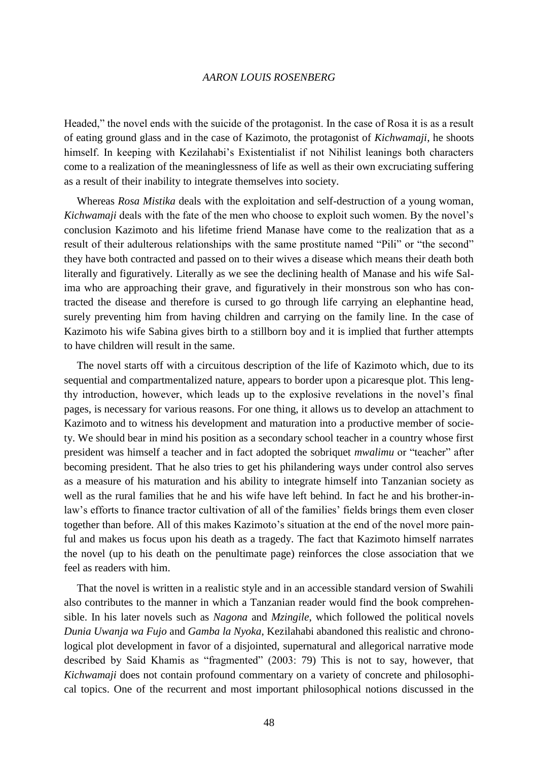Headed," the novel ends with the suicide of the protagonist. In the case of Rosa it is as a result of eating ground glass and in the case of Kazimoto, the protagonist of *Kichwamaji*, he shoots himself. In keeping with Kezilahabi's Existentialist if not Nihilist leanings both characters come to a realization of the meaninglessness of life as well as their own excruciating suffering as a result of their inability to integrate themselves into society.

Whereas *Rosa Mistika* deals with the exploitation and self-destruction of a young woman, *Kichwamaji* deals with the fate of the men who choose to exploit such women. By the novel's conclusion Kazimoto and his lifetime friend Manase have come to the realization that as a result of their adulterous relationships with the same prostitute named "Pili" or "the second" they have both contracted and passed on to their wives a disease which means their death both literally and figuratively. Literally as we see the declining health of Manase and his wife Salima who are approaching their grave, and figuratively in their monstrous son who has contracted the disease and therefore is cursed to go through life carrying an elephantine head, surely preventing him from having children and carrying on the family line. In the case of Kazimoto his wife Sabina gives birth to a stillborn boy and it is implied that further attempts to have children will result in the same.

The novel starts off with a circuitous description of the life of Kazimoto which, due to its sequential and compartmentalized nature, appears to border upon a picaresque plot. This lengthy introduction, however, which leads up to the explosive revelations in the novel's final pages, is necessary for various reasons. For one thing, it allows us to develop an attachment to Kazimoto and to witness his development and maturation into a productive member of society. We should bear in mind his position as a secondary school teacher in a country whose first president was himself a teacher and in fact adopted the sobriquet *mwalimu* or "teacher" after becoming president. That he also tries to get his philandering ways under control also serves as a measure of his maturation and his ability to integrate himself into Tanzanian society as well as the rural families that he and his wife have left behind. In fact he and his brother-in-law's efforts to finance tractor cultivation of all of the families' fields brings them even closer together than before. All of this makes Kazimoto's situation at the end of the novel more painful and makes us focus upon his death as a tragedy. The fact that Kazimoto himself narrates the novel (up to his death on the penultimate page) reinforces the close association that we feel as readers with him.

That the novel is written in a realistic style and in an accessible standard version of Swahili also contributes to the manner in which a Tanzanian reader would find the book comprehensible. In his later novels such as *Nagona* and *Mzingile*, which followed the political novels *Dunia Uwanja wa Fujo* and *Gamba la Nyoka*, Kezilahabi abandoned this realistic and chronological plot development in favor of a disjointed, supernatural and allegorical narrative mode described by Said Khamis as "fragmented" (2003: 79) This is not to say, however, that *Kichwamaji* does not contain profound commentary on a variety of concrete and philosophical topics. One of the recurrent and most important philosophical notions discussed in the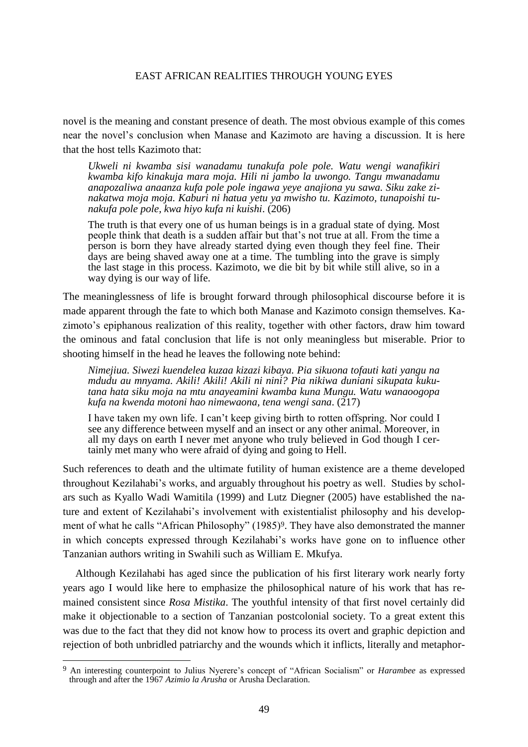novel is the meaning and constant presence of death. The most obvious example of this comes near the novel's conclusion when Manase and Kazimoto are having a discussion. It is here that the host tells Kazimoto that:

> *Ukweli ni kwamba sisi wanadamu tunakufa pole pole. Watu wengi wanafikiri kwamba kifo kinakuja mara moja. Hili ni jambo la uwongo. Tangu mwanadamu anapozaliwa anaanza kufa pole pole ingawa yeye anajiona yu sawa. Siku zake zinakatwa moja moja. Kaburi ni hatua yetu ya mwisho tu. Kazimoto, tunapoishi tunakufa pole pole, kwa hiyo kufa ni kuishi*. (206)
>
> The truth is that every one of us human beings is in a gradual state of dying. Most people think that death is a sudden affair but that's not true at all. From the time a person is born they have already started dying even though they feel fine. Their days are being shaved away one at a time. The tumbling into the grave is simply the last stage in this process. Kazimoto, we die bit by bit while still alive, so in a way dying is our way of life.

The meaninglessness of life is brought forward through philosophical discourse before it is made apparent through the fate to which both Manase and Kazimoto consign themselves. Kazimoto's epiphanous realization of this reality, together with other factors, draw him toward the ominous and fatal conclusion that life is not only meaningless but miserable. Prior to shooting himself in the head he leaves the following note behind:

> *Nimejiua. Siwezi kuendelea kuzaa kizazi kibaya. Pia sikuona tofauti kati yangu na mdudu au mnyama. Akili! Akili! Akili ni nini? Pia nikiwa duniani sikupata kukutana hata siku moja na mtu anayeamini kwamba kuna Mungu. Watu wanaoogopa kufa na kwenda motoni hao nimewaona, tena wengi sana*. (217)
>
> I have taken my own life. I can't keep giving birth to rotten offspring. Nor could I see any difference between myself and an insect or any other animal. Moreover, in all my days on earth I never met anyone who truly believed in God though I certainly met many who were afraid of dying and going to Hell.

Such references to death and the ultimate futility of human existence are a theme developed throughout Kezilahabi's works, and arguably throughout his poetry as well. Studies by scholars such as Kyallo Wadi Wamitila (1999) and Lutz Diegner (2005) have established the nature and extent of Kezilahabi's involvement with existentialist philosophy and his development of what he calls "African Philosophy" (1985)[9]. They have also demonstrated the manner in which concepts expressed through Kezilahabi's works have gone on to influence other Tanzanian authors writing in Swahili such as William E. Mkufya.

Although Kezilahabi has aged since the publication of his first literary work nearly forty years ago I would like here to emphasize the philosophical nature of his work that has remained consistent since *Rosa Mistika*. The youthful intensity of that first novel certainly did make it objectionable to a section of Tanzanian postcolonial society. To a great extent this was due to the fact that they did not know how to process its overt and graphic depiction and rejection of both unbridled patriarchy and the wounds which it inflicts, literally and metaphor-

[9] An interesting counterpoint to Julius Nyerere's concept of "African Socialism" or *Harambee* as expressed through and after the 1967 *Azimio la Arusha* or Arusha Declaration.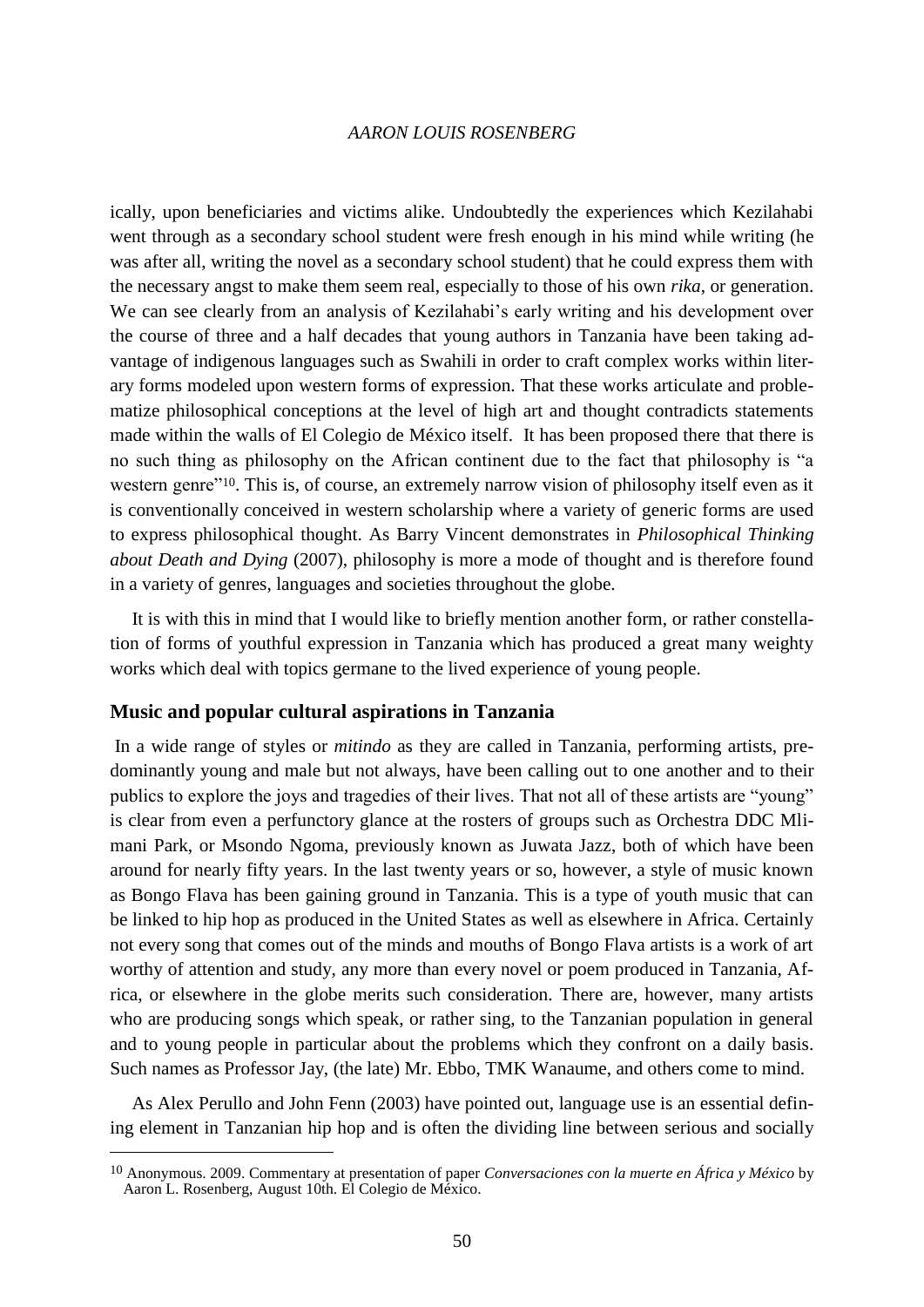ically, upon beneficiaries and victims alike. Undoubtedly the experiences which Kezilahabi went through as a secondary school student were fresh enough in his mind while writing (he was after all, writing the novel as a secondary school student) that he could express them with the necessary angst to make them seem real, especially to those of his own *rika*, or generation. We can see clearly from an analysis of Kezilahabi's early writing and his development over the course of three and a half decades that young authors in Tanzania have been taking advantage of indigenous languages such as Swahili in order to craft complex works within literary forms modeled upon western forms of expression. That these works articulate and problematize philosophical conceptions at the level of high art and thought contradicts statements made within the walls of El Colegio de México itself. It has been proposed there that there is no such thing as philosophy on the African continent due to the fact that philosophy is "a western genre"[10]. This is, of course, an extremely narrow vision of philosophy itself even as it is conventionally conceived in western scholarship where a variety of generic forms are used to express philosophical thought. As Barry Vincent demonstrates in *Philosophical Thinking about Death and Dying* (2007), philosophy is more a mode of thought and is therefore found in a variety of genres, languages and societies throughout the globe.

It is with this in mind that I would like to briefly mention another form, or rather constellation of forms of youthful expression in Tanzania which has produced a great many weighty works which deal with topics germane to the lived experience of young people.

## Music and popular cultural aspirations in Tanzania

In a wide range of styles or *mitindo* as they are called in Tanzania, performing artists, predominantly young and male but not always, have been calling out to one another and to their publics to explore the joys and tragedies of their lives. That not all of these artists are "young" is clear from even a perfunctory glance at the rosters of groups such as Orchestra DDC Mlimani Park, or Msondo Ngoma, previously known as Juwata Jazz, both of which have been around for nearly fifty years. In the last twenty years or so, however, a style of music known as Bongo Flava has been gaining ground in Tanzania. This is a type of youth music that can be linked to hip hop as produced in the United States as well as elsewhere in Africa. Certainly not every song that comes out of the minds and mouths of Bongo Flava artists is a work of art worthy of attention and study, any more than every novel or poem produced in Tanzania, Africa, or elsewhere in the globe merits such consideration. There are, however, many artists who are producing songs which speak, or rather sing, to the Tanzanian population in general and to young people in particular about the problems which they confront on a daily basis. Such names as Professor Jay, (the late) Mr. Ebbo, TMK Wanaume, and others come to mind.

As Alex Perullo and John Fenn (2003) have pointed out, language use is an essential defining element in Tanzanian hip hop and is often the dividing line between serious and socially

[10] Anonymous. 2009. Commentary at presentation of paper *Conversaciones con la muerte en África y México* by Aaron L. Rosenberg, August 10th. El Colegio de México.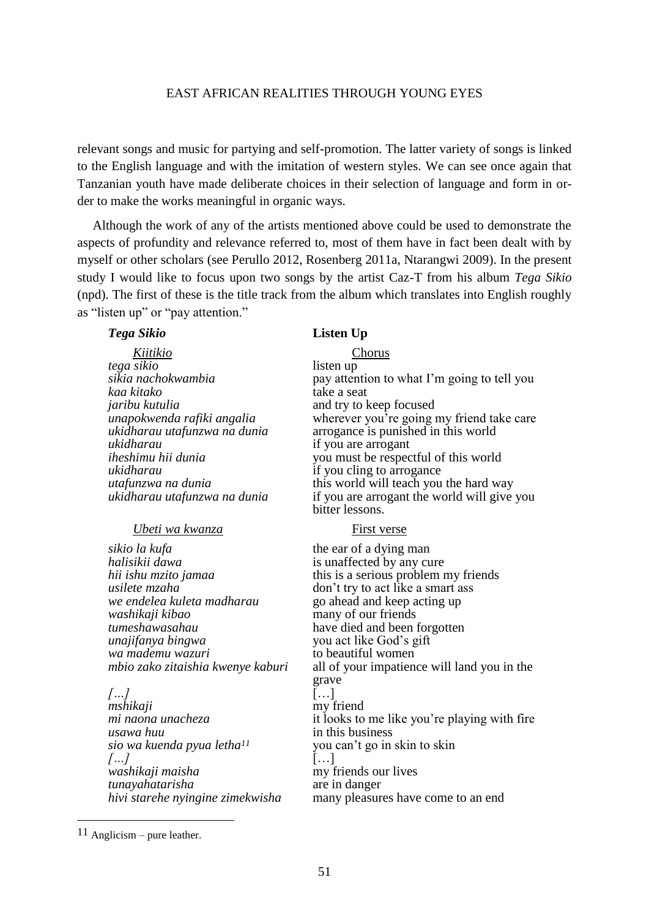relevant songs and music for partying and self-promotion. The latter variety of songs is linked to the English language and with the imitation of western styles. We can see once again that Tanzanian youth have made deliberate choices in their selection of language and form in order to make the works meaningful in organic ways.

Although the work of any of the artists mentioned above could be used to demonstrate the aspects of profundity and relevance referred to, most of them have in fact been dealt with by myself or other scholars (see Perullo 2012, Rosenberg 2011a, Ntarangwi 2009). In the present study I would like to focus upon two songs by the artist Caz-T from his album *Tega Sikio* (npd). The first of these is the title track from the album which translates into English roughly as "listen up" or "pay attention."

| ***Tega Sikio*** | **Listen Up** |
|---|---|
| <u>*Kiitikio*</u> | <u>Chorus</u> |
| *tega sikio* | listen up |
| *sikia nachokwambia* | pay attention to what I'm going to tell you |
| *kaa kitako* | take a seat |
| *jaribu kutulia* | and try to keep focused |
| *unapokwenda rafiki angalia* | wherever you're going my friend take care |
| *ukidharau utafunzwa na dunia* | arrogance is punished in this world |
| *ukidharau* | if you are arrogant |
| *iheshimu hii dunia* | you must be respectful of this world |
| *ukidharau* | if you cling to arrogance |
| *utafunzwa na dunia* | this world will teach you the hard way |
| *ukidharau utafunzwa na dunia* | if you are arrogant the world will give you bitter lessons. |
| <u>*Ubeti wa kwanza*</u> | <u>First verse</u> |
| *sikio la kufa* | the ear of a dying man |
| *halisikii dawa* | is unaffected by any cure |
| *hii ishu mzito jamaa* | this is a serious problem my friends |
| *usilete mzaha* | don't try to act like a smart ass |
| *we endelea kuleta madharau* | go ahead and keep acting up |
| *washikaji kibao* | many of our friends |
| *tumeshawasahau* | have died and been forgotten |
| *unajifanya bingwa* | you act like God's gift |
| *wa mademu wazuri* | to beautiful women |
| *mbio zako zitaishia kwenye kaburi* | all of your impatience will land you in the grave |
| *[…]* | […] |
| *mshikaji* | my friend |
| *mi naona unacheza* | it looks to me like you're playing with fire |
| *usawa huu* | in this business |
| *sio wa kuenda pyua letha*[11] | you can't go in skin to skin |
| *[…]* | […] |
| *washikaji maisha* | my friends our lives |
| *tunayahatarisha* | are in danger |
| *hivi starehe nyingine zimekwisha* | many pleasures have come to an end |

[11] Anglicism – pure leather.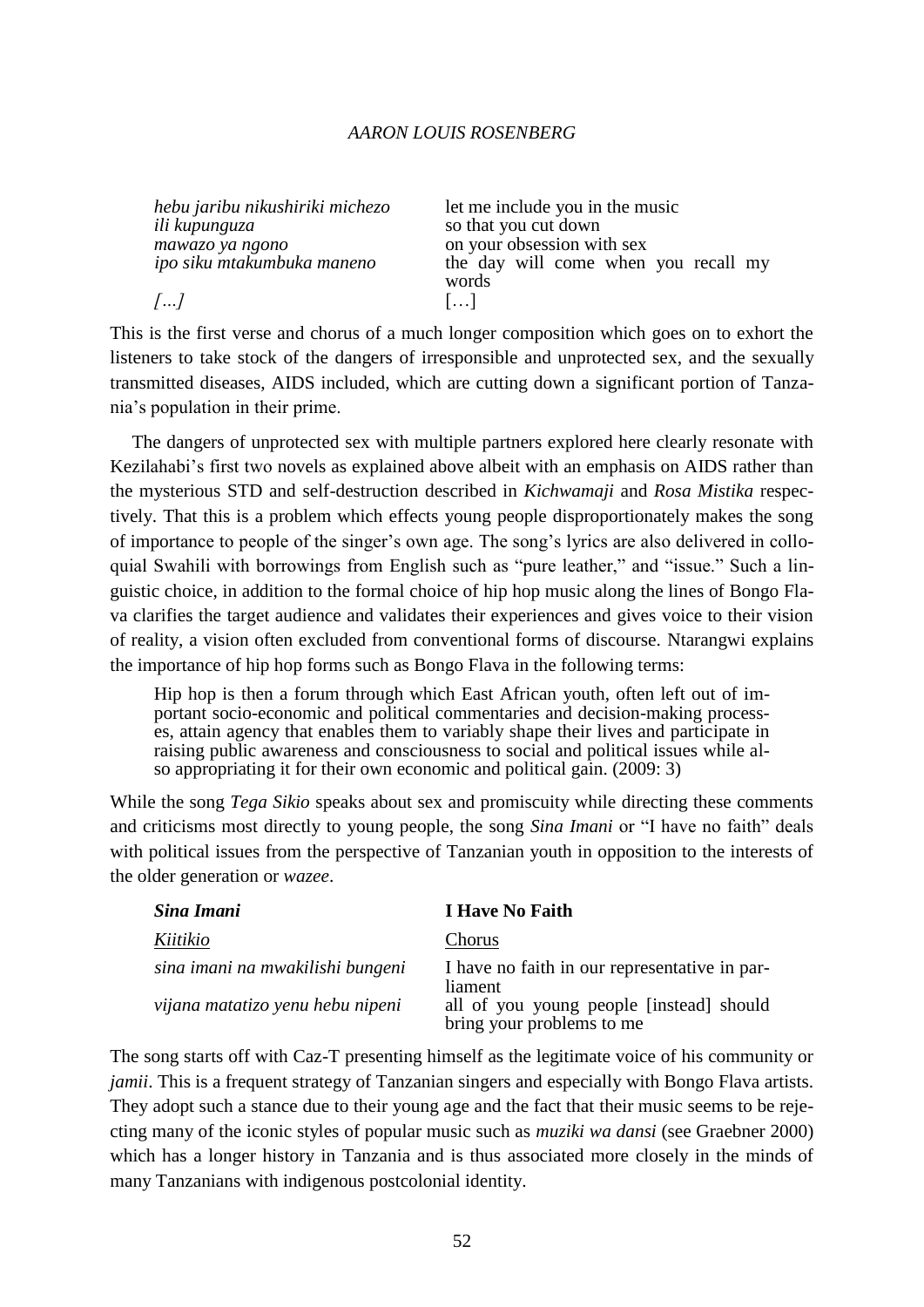| | |
|---|---|
| *hebu jaribu nikushiriki michezo* | let me include you in the music |
| *ili kupunguza* | so that you cut down |
| *mawazo ya ngono* | on your obsession with sex |
| *ipo siku mtakumbuka maneno* | the day will come when you recall my words |
| *[…]* | […] |

This is the first verse and chorus of a much longer composition which goes on to exhort the listeners to take stock of the dangers of irresponsible and unprotected sex, and the sexually transmitted diseases, AIDS included, which are cutting down a significant portion of Tanzania's population in their prime.

The dangers of unprotected sex with multiple partners explored here clearly resonate with Kezilahabi's first two novels as explained above albeit with an emphasis on AIDS rather than the mysterious STD and self-destruction described in *Kichwamaji* and *Rosa Mistika* respectively. That this is a problem which effects young people disproportionately makes the song of importance to people of the singer's own age. The song's lyrics are also delivered in colloquial Swahili with borrowings from English such as "pure leather," and "issue." Such a linguistic choice, in addition to the formal choice of hip hop music along the lines of Bongo Flava clarifies the target audience and validates their experiences and gives voice to their vision of reality, a vision often excluded from conventional forms of discourse. Ntarangwi explains the importance of hip hop forms such as Bongo Flava in the following terms:

> Hip hop is then a forum through which East African youth, often left out of important socio-economic and political commentaries and decision-making processes, attain agency that enables them to variably shape their lives and participate in raising public awareness and consciousness to social and political issues while also appropriating it for their own economic and political gain. (2009: 3)

While the song *Tega Sikio* speaks about sex and promiscuity while directing these comments and criticisms most directly to young people, the song *Sina Imani* or "I have no faith" deals with political issues from the perspective of Tanzanian youth in opposition to the interests of the older generation or *wazee*.

| ***Sina Imani*** | **I Have No Faith** |
|---|---|
| *Kiitikio* | Chorus |
| *sina imani na mwakilishi bungeni* | I have no faith in our representative in parliament |
| *vijana matatizo yenu hebu nipeni* | all of you young people [instead] should bring your problems to me |

The song starts off with Caz-T presenting himself as the legitimate voice of his community or *jamii*. This is a frequent strategy of Tanzanian singers and especially with Bongo Flava artists. They adopt such a stance due to their young age and the fact that their music seems to be rejecting many of the iconic styles of popular music such as *muziki wa dansi* (see Graebner 2000) which has a longer history in Tanzania and is thus associated more closely in the minds of many Tanzanians with indigenous postcolonial identity.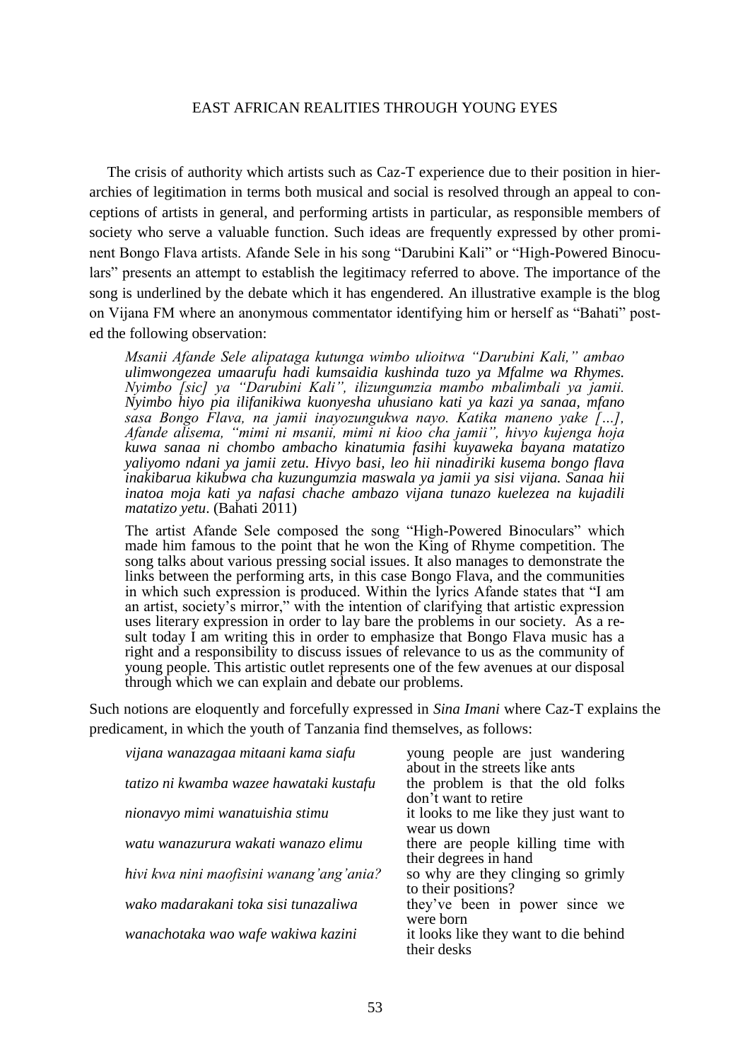The crisis of authority which artists such as Caz-T experience due to their position in hierarchies of legitimation in terms both musical and social is resolved through an appeal to conceptions of artists in general, and performing artists in particular, as responsible members of society who serve a valuable function. Such ideas are frequently expressed by other prominent Bongo Flava artists. Afande Sele in his song "Darubini Kali" or "High-Powered Binoculars" presents an attempt to establish the legitimacy referred to above. The importance of the song is underlined by the debate which it has engendered. An illustrative example is the blog on Vijana FM where an anonymous commentator identifying him or herself as "Bahati" posted the following observation:

> *Msanii Afande Sele alipataga kutunga wimbo ulioitwa "Darubini Kali," ambao ulimwongezea umaarufu hadi kumsaidia kushinda tuzo ya Mfalme wa Rhymes. Nyimbo [sic] ya "Darubini Kali", ilizungumzia mambo mbalimbali ya jamii. Nyimbo hiyo pia ilifanikiwa kuonyesha uhusiano kati ya kazi ya sanaa, mfano sasa Bongo Flava, na jamii inayozungukwa nayo. Katika maneno yake […], Afande alisema, "mimi ni msanii, mimi ni kioo cha jamii", hivyo kujenga hoja kuwa sanaa ni chombo ambacho kinatumia fasihi kuyaweka bayana matatizo yaliyomo ndani ya jamii zetu. Hivyo basi, leo hii ninadiriki kusema bongo flava inakibarua kikubwa cha kuzungumzia maswala ya jamii ya sisi vijana. Sanaa hii inatoa moja kati ya nafasi chache ambazo vijana tunazo kuelezea na kujadili matatizo yetu*. (Bahati 2011)
>
> The artist Afande Sele composed the song "High-Powered Binoculars" which made him famous to the point that he won the King of Rhyme competition. The song talks about various pressing social issues. It also manages to demonstrate the links between the performing arts, in this case Bongo Flava, and the communities in which such expression is produced. Within the lyrics Afande states that "I am an artist, society's mirror," with the intention of clarifying that artistic expression uses literary expression in order to lay bare the problems in our society. As a result today I am writing this in order to emphasize that Bongo Flava music has a right and a responsibility to discuss issues of relevance to us as the community of young people. This artistic outlet represents one of the few avenues at our disposal through which we can explain and debate our problems.

Such notions are eloquently and forcefully expressed in *Sina Imani* where Caz-T explains the predicament, in which the youth of Tanzania find themselves, as follows:

| | |
|---|---|
| *vijana wanazagaa mitaani kama siafu* | young people are just wandering about in the streets like ants |
| *tatizo ni kwamba wazee hawataki kustafu* | the problem is that the old folks don't want to retire |
| *nionavyo mimi wanatuishia stimu* | it looks to me like they just want to wear us down |
| *watu wanazurura wakati wanazo elimu* | there are people killing time with their degrees in hand |
| *hivi kwa nini maofisini wanang'ang'ania?* | so why are they clinging so grimly to their positions? |
| *wako madarakani toka sisi tunazaliwa* | they've been in power since we were born |
| *wanachotaka wao wafe wakiwa kazini* | it looks like they want to die behind their desks |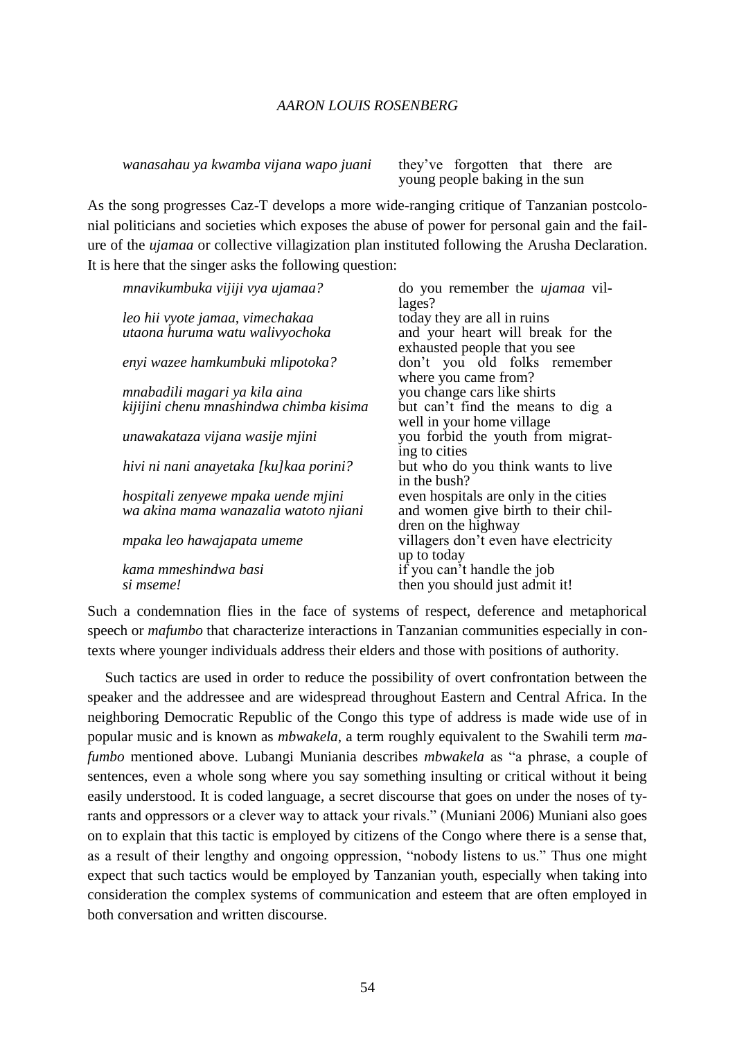| | |
|---|---|
| *wanasahau ya kwamba vijana wapo juani* | they've forgotten that there are young people baking in the sun |

As the song progresses Caz-T develops a more wide-ranging critique of Tanzanian postcolonial politicians and societies which exposes the abuse of power for personal gain and the failure of the *ujamaa* or collective villagization plan instituted following the Arusha Declaration. It is here that the singer asks the following question:

| | |
|---|---|
| *mnavikumbuka vijiji vya ujamaa?* | do you remember the *ujamaa* villages? |
| *leo hii vyote jamaa, vimechakaa* | today they are all in ruins |
| *utaona huruma watu walivyochoka* | and your heart will break for the exhausted people that you see |
| *enyi wazee hamkumbuki mlipotoka?* | don't you old folks remember where you came from? |
| *mnabadili magari ya kila aina* | you change cars like shirts |
| *kijijini chenu mnashindwa chimba kisima* | but can't find the means to dig a well in your home village |
| *unawakataza vijana wasije mjini* | you forbid the youth from migrating to cities |
| *hivi ni nani anayetaka [ku]kaa porini?* | but who do you think wants to live in the bush? |
| *hospitali zenyewe mpaka uende mjini* | even hospitals are only in the cities |
| *wa akina mama wanazalia watoto njiani* | and women give birth to their children on the highway |
| *mpaka leo hawajapata umeme* | villagers don't even have electricity up to today |
| *kama mmeshindwa basi* | if you can't handle the job |
| *si mseme!* | then you should just admit it! |

Such a condemnation flies in the face of systems of respect, deference and metaphorical speech or *mafumbo* that characterize interactions in Tanzanian communities especially in contexts where younger individuals address their elders and those with positions of authority.

Such tactics are used in order to reduce the possibility of overt confrontation between the speaker and the addressee and are widespread throughout Eastern and Central Africa. In the neighboring Democratic Republic of the Congo this type of address is made wide use of in popular music and is known as *mbwakela*, a term roughly equivalent to the Swahili term *mafumbo* mentioned above. Lubangi Muniania describes *mbwakela* as "a phrase, a couple of sentences, even a whole song where you say something insulting or critical without it being easily understood. It is coded language, a secret discourse that goes on under the noses of tyrants and oppressors or a clever way to attack your rivals." (Muniani 2006) Muniani also goes on to explain that this tactic is employed by citizens of the Congo where there is a sense that, as a result of their lengthy and ongoing oppression, "nobody listens to us." Thus one might expect that such tactics would be employed by Tanzanian youth, especially when taking into consideration the complex systems of communication and esteem that are often employed in both conversation and written discourse.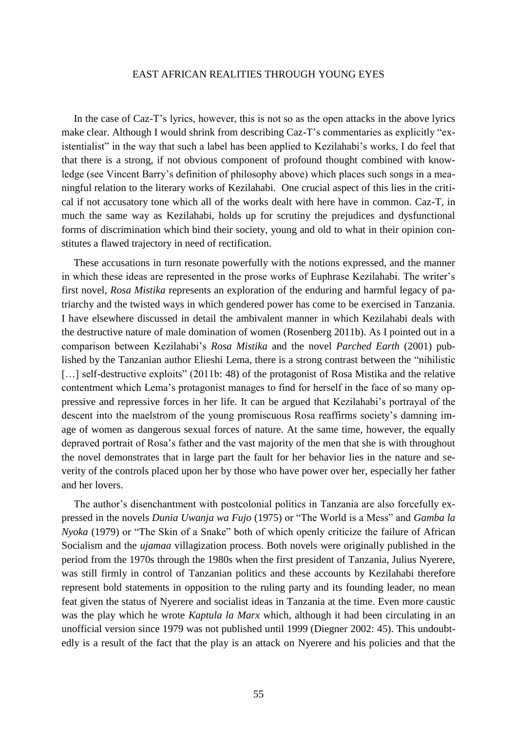In the case of Caz-T's lyrics, however, this is not so as the open attacks in the above lyrics make clear. Although I would shrink from describing Caz-T's commentaries as explicitly "existentialist" in the way that such a label has been applied to Kezilahabi's works, I do feel that that there is a strong, if not obvious component of profound thought combined with knowledge (see Vincent Barry's definition of philosophy above) which places such songs in a meaningful relation to the literary works of Kezilahabi. One crucial aspect of this lies in the critical if not accusatory tone which all of the works dealt with here have in common. Caz-T, in much the same way as Kezilahabi, holds up for scrutiny the prejudices and dysfunctional forms of discrimination which bind their society, young and old to what in their opinion constitutes a flawed trajectory in need of rectification.

These accusations in turn resonate powerfully with the notions expressed, and the manner in which these ideas are represented in the prose works of Euphrase Kezilahabi. The writer's first novel, *Rosa Mistika* represents an exploration of the enduring and harmful legacy of patriarchy and the twisted ways in which gendered power has come to be exercised in Tanzania. I have elsewhere discussed in detail the ambivalent manner in which Kezilahabi deals with the destructive nature of male domination of women (Rosenberg 2011b). As I pointed out in a comparison between Kezilahabi's *Rosa Mistika* and the novel *Parched Earth* (2001) published by the Tanzanian author Elieshi Lema, there is a strong contrast between the "nihilistic […] self-destructive exploits" (2011b: 48) of the protagonist of Rosa Mistika and the relative contentment which Lema's protagonist manages to find for herself in the face of so many oppressive and repressive forces in her life. It can be argued that Kezilahabi's portrayal of the descent into the maelstrom of the young promiscuous Rosa reaffirms society's damning image of women as dangerous sexual forces of nature. At the same time, however, the equally depraved portrait of Rosa's father and the vast majority of the men that she is with throughout the novel demonstrates that in large part the fault for her behavior lies in the nature and severity of the controls placed upon her by those who have power over her, especially her father and her lovers.

The author's disenchantment with postcolonial politics in Tanzania are also forcefully expressed in the novels *Dunia Uwanja wa Fujo* (1975) or "The World is a Mess" and *Gamba la Nyoka* (1979) or "The Skin of a Snake" both of which openly criticize the failure of African Socialism and the *ujamaa* villagization process. Both novels were originally published in the period from the 1970s through the 1980s when the first president of Tanzania, Julius Nyerere, was still firmly in control of Tanzanian politics and these accounts by Kezilahabi therefore represent bold statements in opposition to the ruling party and its founding leader, no mean feat given the status of Nyerere and socialist ideas in Tanzania at the time. Even more caustic was the play which he wrote *Kaptula la Marx* which, although it had been circulating in an unofficial version since 1979 was not published until 1999 (Diegner 2002: 45). This undoubtedly is a result of the fact that the play is an attack on Nyerere and his policies and that the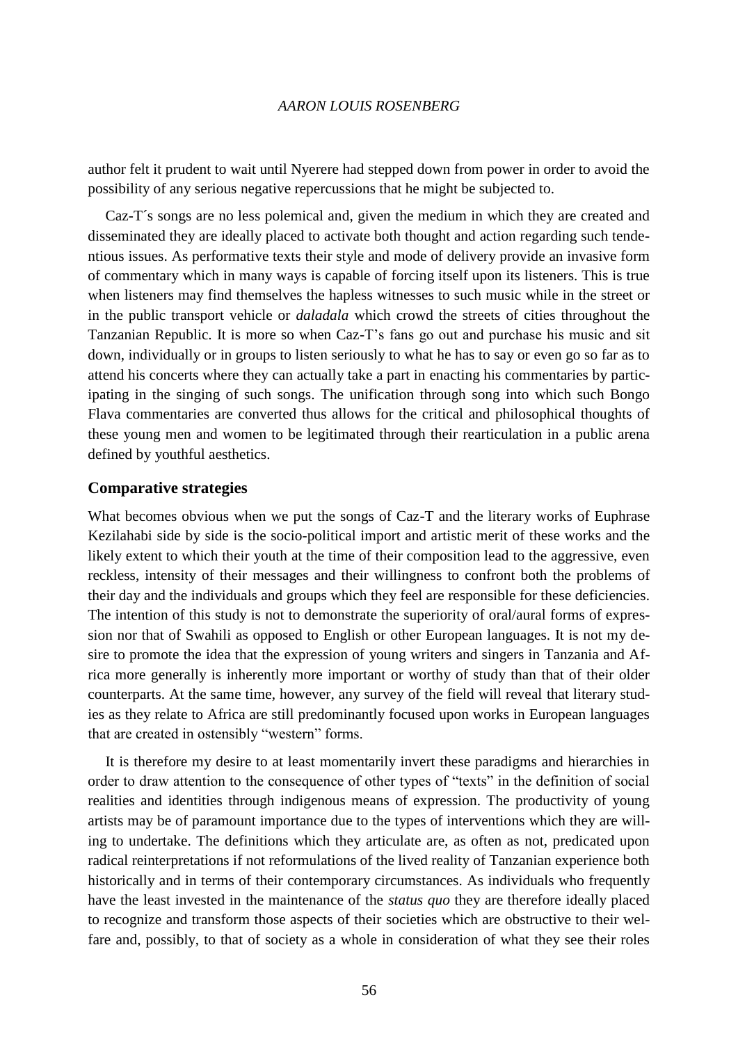author felt it prudent to wait until Nyerere had stepped down from power in order to avoid the possibility of any serious negative repercussions that he might be subjected to.

Caz-T´s songs are no less polemical and, given the medium in which they are created and disseminated they are ideally placed to activate both thought and action regarding such tendentious issues. As performative texts their style and mode of delivery provide an invasive form of commentary which in many ways is capable of forcing itself upon its listeners. This is true when listeners may find themselves the hapless witnesses to such music while in the street or in the public transport vehicle or *daladala* which crowd the streets of cities throughout the Tanzanian Republic. It is more so when Caz-T's fans go out and purchase his music and sit down, individually or in groups to listen seriously to what he has to say or even go so far as to attend his concerts where they can actually take a part in enacting his commentaries by participating in the singing of such songs. The unification through song into which such Bongo Flava commentaries are converted thus allows for the critical and philosophical thoughts of these young men and women to be legitimated through their rearticulation in a public arena defined by youthful aesthetics.

## Comparative strategies

What becomes obvious when we put the songs of Caz-T and the literary works of Euphrase Kezilahabi side by side is the socio-political import and artistic merit of these works and the likely extent to which their youth at the time of their composition lead to the aggressive, even reckless, intensity of their messages and their willingness to confront both the problems of their day and the individuals and groups which they feel are responsible for these deficiencies. The intention of this study is not to demonstrate the superiority of oral/aural forms of expression nor that of Swahili as opposed to English or other European languages. It is not my desire to promote the idea that the expression of young writers and singers in Tanzania and Africa more generally is inherently more important or worthy of study than that of their older counterparts. At the same time, however, any survey of the field will reveal that literary studies as they relate to Africa are still predominantly focused upon works in European languages that are created in ostensibly "western" forms.

It is therefore my desire to at least momentarily invert these paradigms and hierarchies in order to draw attention to the consequence of other types of "texts" in the definition of social realities and identities through indigenous means of expression. The productivity of young artists may be of paramount importance due to the types of interventions which they are willing to undertake. The definitions which they articulate are, as often as not, predicated upon radical reinterpretations if not reformulations of the lived reality of Tanzanian experience both historically and in terms of their contemporary circumstances. As individuals who frequently have the least invested in the maintenance of the *status quo* they are therefore ideally placed to recognize and transform those aspects of their societies which are obstructive to their welfare and, possibly, to that of society as a whole in consideration of what they see their roles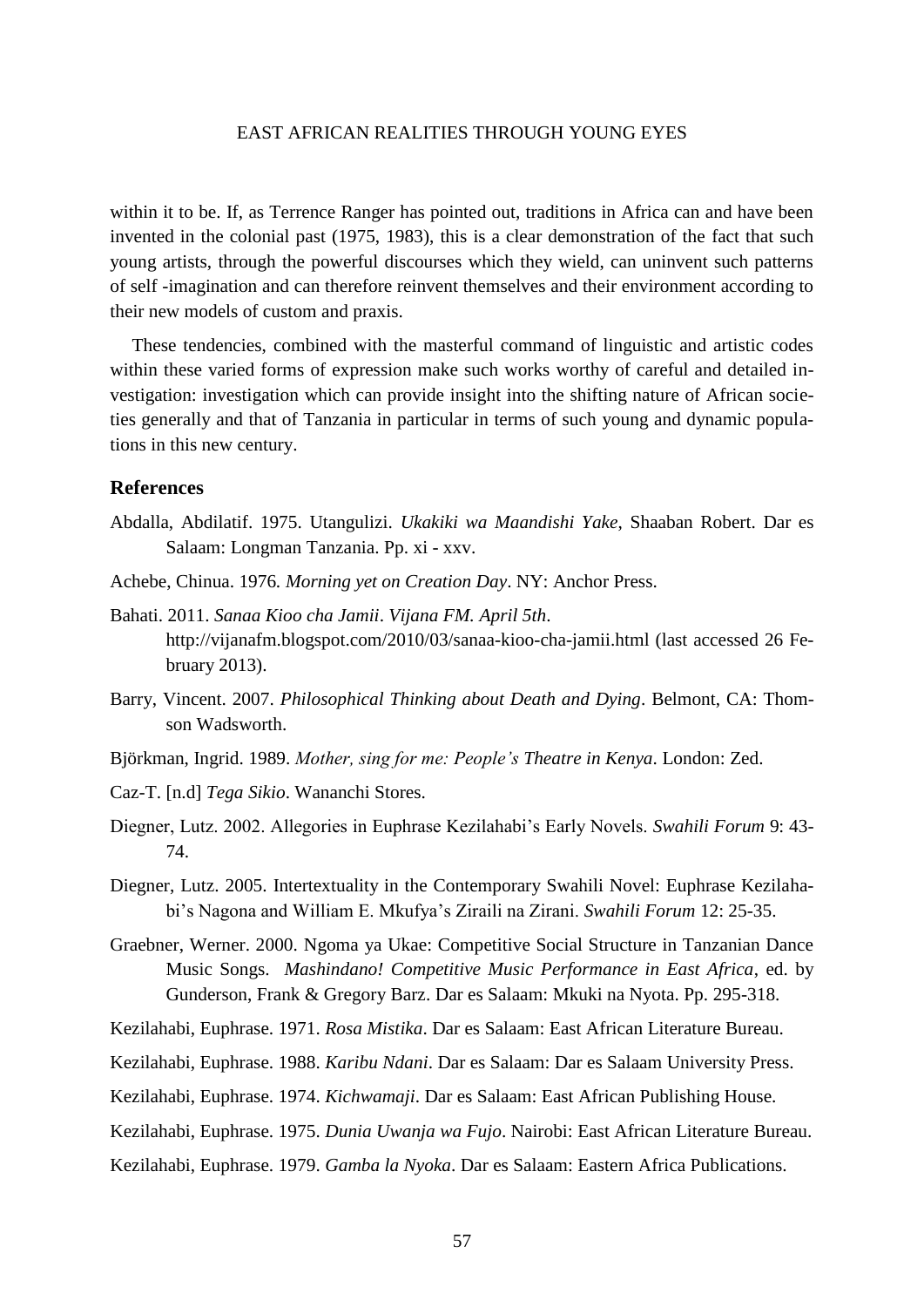within it to be. If, as Terrence Ranger has pointed out, traditions in Africa can and have been invented in the colonial past (1975, 1983), this is a clear demonstration of the fact that such young artists, through the powerful discourses which they wield, can uninvent such patterns of self -imagination and can therefore reinvent themselves and their environment according to their new models of custom and praxis.

These tendencies, combined with the masterful command of linguistic and artistic codes within these varied forms of expression make such works worthy of careful and detailed investigation: investigation which can provide insight into the shifting nature of African societies generally and that of Tanzania in particular in terms of such young and dynamic populations in this new century.

## References

Abdalla, Abdilatif. 1975. Utangulizi. *Ukakiki wa Maandishi Yake*, Shaaban Robert. Dar es Salaam: Longman Tanzania. Pp. xi - xxv.

Achebe, Chinua. 1976. *Morning yet on Creation Day*. NY: Anchor Press.

Bahati. 2011. *Sanaa Kioo cha Jamii*. *Vijana FM. April 5th*. http://vijanafm.blogspot.com/2010/03/sanaa-kioo-cha-jamii.html (last accessed 26 February 2013).

Barry, Vincent. 2007. *Philosophical Thinking about Death and Dying*. Belmont, CA: Thomson Wadsworth.

Björkman, Ingrid. 1989. *Mother, sing for me: People's Theatre in Kenya*. London: Zed.

Caz-T. [n.d] *Tega Sikio*. Wananchi Stores.

Diegner, Lutz. 2002. Allegories in Euphrase Kezilahabi's Early Novels. *Swahili Forum* 9: 43-74.

Diegner, Lutz. 2005. Intertextuality in the Contemporary Swahili Novel: Euphrase Kezilahabi's Nagona and William E. Mkufya's Ziraili na Zirani. *Swahili Forum* 12: 25-35.

Graebner, Werner. 2000. Ngoma ya Ukae: Competitive Social Structure in Tanzanian Dance Music Songs. *Mashindano! Competitive Music Performance in East Africa*, ed. by Gunderson, Frank & Gregory Barz. Dar es Salaam: Mkuki na Nyota. Pp. 295-318.

Kezilahabi, Euphrase. 1971. *Rosa Mistika*. Dar es Salaam: East African Literature Bureau.

Kezilahabi, Euphrase. 1988. *Karibu Ndani*. Dar es Salaam: Dar es Salaam University Press.

Kezilahabi, Euphrase. 1974. *Kichwamaji*. Dar es Salaam: East African Publishing House.

Kezilahabi, Euphrase. 1975. *Dunia Uwanja wa Fujo*. Nairobi: East African Literature Bureau.

Kezilahabi, Euphrase. 1979. *Gamba la Nyoka*. Dar es Salaam: Eastern Africa Publications.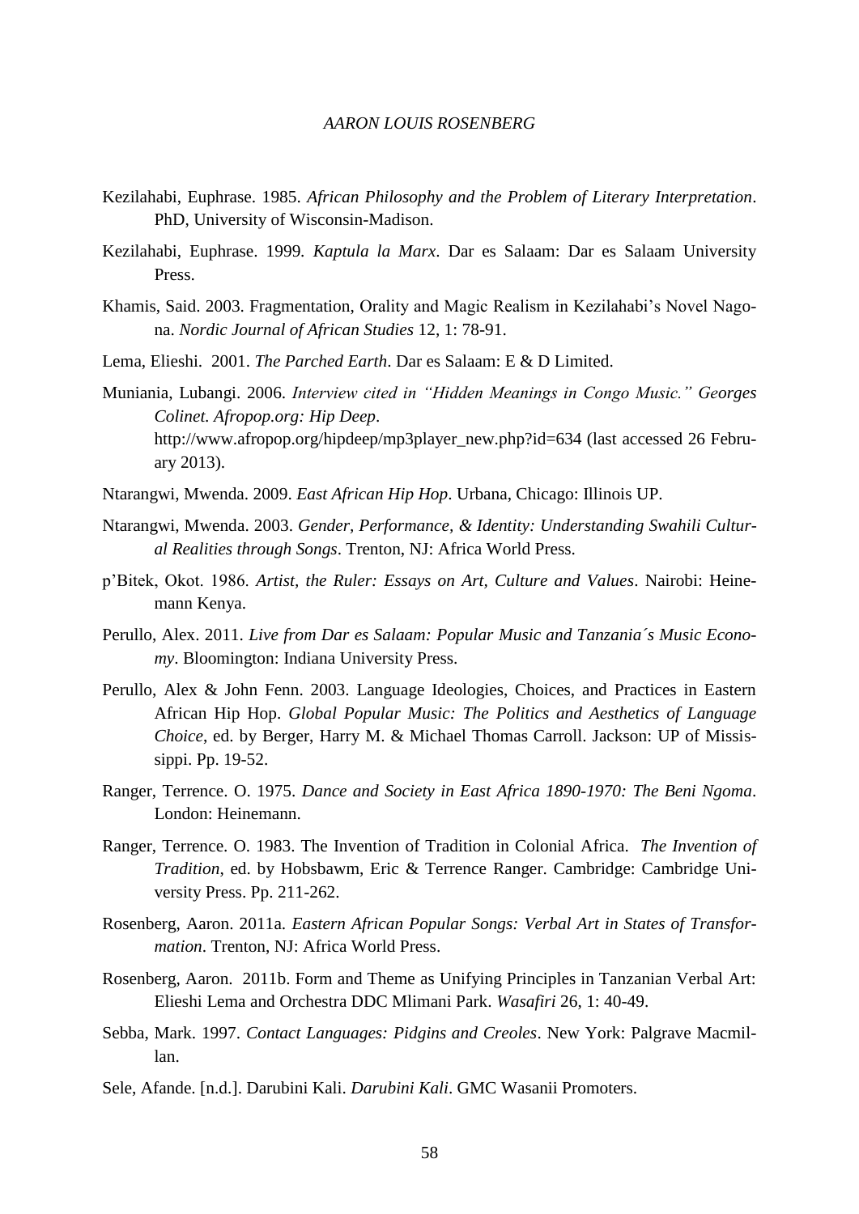Kezilahabi, Euphrase. 1985. *African Philosophy and the Problem of Literary Interpretation*. PhD, University of Wisconsin-Madison.

Kezilahabi, Euphrase. 1999. *Kaptula la Marx*. Dar es Salaam: Dar es Salaam University Press.

Khamis, Said. 2003. Fragmentation, Orality and Magic Realism in Kezilahabi's Novel Nagona. *Nordic Journal of African Studies* 12, 1: 78-91.

Lema, Elieshi. 2001. *The Parched Earth*. Dar es Salaam: E & D Limited.

Muniania, Lubangi. 2006. *Interview cited in "Hidden Meanings in Congo Music." Georges Colinet. Afropop.org: Hip Deep*. http://www.afropop.org/hipdeep/mp3player_new.php?id=634 (last accessed 26 February 2013).

Ntarangwi, Mwenda. 2009. *East African Hip Hop*. Urbana, Chicago: Illinois UP.

Ntarangwi, Mwenda. 2003. *Gender, Performance, & Identity: Understanding Swahili Cultural Realities through Songs*. Trenton, NJ: Africa World Press.

p'Bitek, Okot. 1986. *Artist, the Ruler: Essays on Art, Culture and Values*. Nairobi: Heinemann Kenya.

Perullo, Alex. 2011. *Live from Dar es Salaam: Popular Music and Tanzania´s Music Economy*. Bloomington: Indiana University Press.

Perullo, Alex & John Fenn. 2003. Language Ideologies, Choices, and Practices in Eastern African Hip Hop. *Global Popular Music: The Politics and Aesthetics of Language Choice*, ed. by Berger, Harry M. & Michael Thomas Carroll. Jackson: UP of Mississippi. Pp. 19-52.

Ranger, Terrence. O. 1975. *Dance and Society in East Africa 1890-1970: The Beni Ngoma*. London: Heinemann.

Ranger, Terrence. O. 1983. The Invention of Tradition in Colonial Africa. *The Invention of Tradition*, ed. by Hobsbawm, Eric & Terrence Ranger. Cambridge: Cambridge University Press. Pp. 211-262.

Rosenberg, Aaron. 2011a. *Eastern African Popular Songs: Verbal Art in States of Transformation*. Trenton, NJ: Africa World Press.

Rosenberg, Aaron. 2011b. Form and Theme as Unifying Principles in Tanzanian Verbal Art: Elieshi Lema and Orchestra DDC Mlimani Park. *Wasafiri* 26, 1: 40-49.

Sebba, Mark. 1997. *Contact Languages: Pidgins and Creoles*. New York: Palgrave Macmillan.

Sele, Afande. [n.d.]. Darubini Kali. *Darubini Kali*. GMC Wasanii Promoters.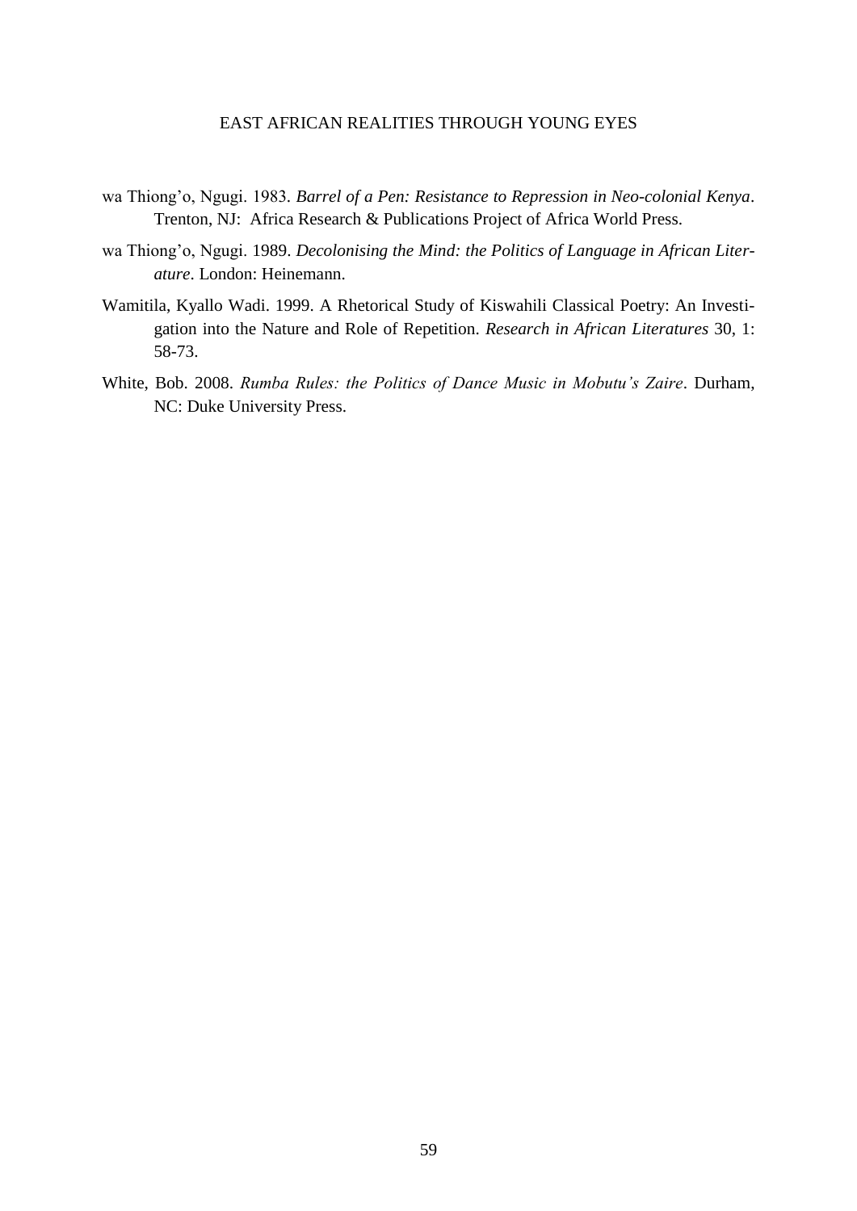wa Thiong'o, Ngugi. 1983. *Barrel of a Pen: Resistance to Repression in Neo-colonial Kenya*. Trenton, NJ: Africa Research & Publications Project of Africa World Press.

wa Thiong'o, Ngugi. 1989. *Decolonising the Mind: the Politics of Language in African Literature*. London: Heinemann.

Wamitila, Kyallo Wadi. 1999. A Rhetorical Study of Kiswahili Classical Poetry: An Investigation into the Nature and Role of Repetition. *Research in African Literatures* 30, 1: 58-73.

White, Bob. 2008. *Rumba Rules: the Politics of Dance Music in Mobutu's Zaire*. Durham, NC: Duke University Press.